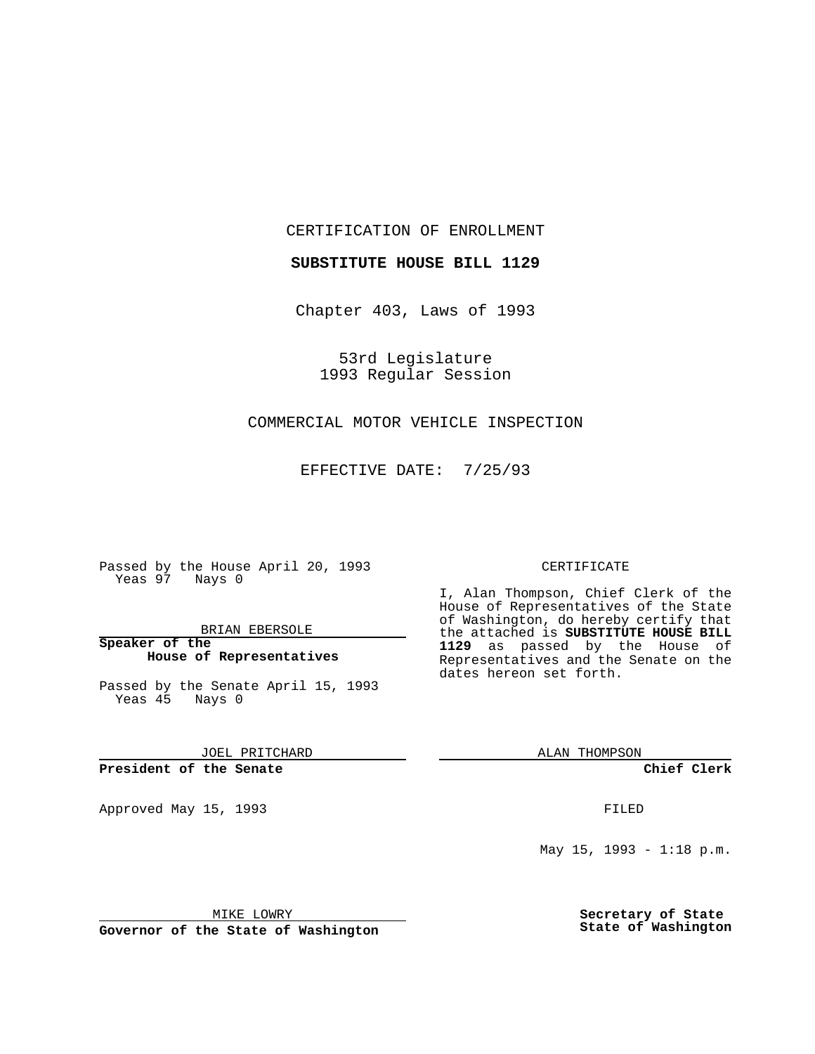CERTIFICATION OF ENROLLMENT

**SUBSTITUTE HOUSE BILL 1129**

Chapter 403, Laws of 1993

53rd Legislature
1993 Regular Session

COMMERCIAL MOTOR VEHICLE INSPECTION

EFFECTIVE DATE: 7/25/93

Passed by the House April 20, 1993
Yeas 97 Nays 0

BRIAN EBERSOLE

**Speaker of the House of Representatives**

Passed by the Senate April 15, 1993
Yeas 45 Nays 0

JOEL PRITCHARD

**President of the Senate**

Approved May 15, 1993

MIKE LOWRY

**Governor of the State of Washington**

CERTIFICATE

I, Alan Thompson, Chief Clerk of the House of Representatives of the State of Washington, do hereby certify that the attached is **SUBSTITUTE HOUSE BILL 1129** as passed by the House of Representatives and the Senate on the dates hereon set forth.

ALAN THOMPSON

**Chief Clerk**

FILED

May 15, 1993 - 1:18 p.m.

**Secretary of State**
**State of Washington**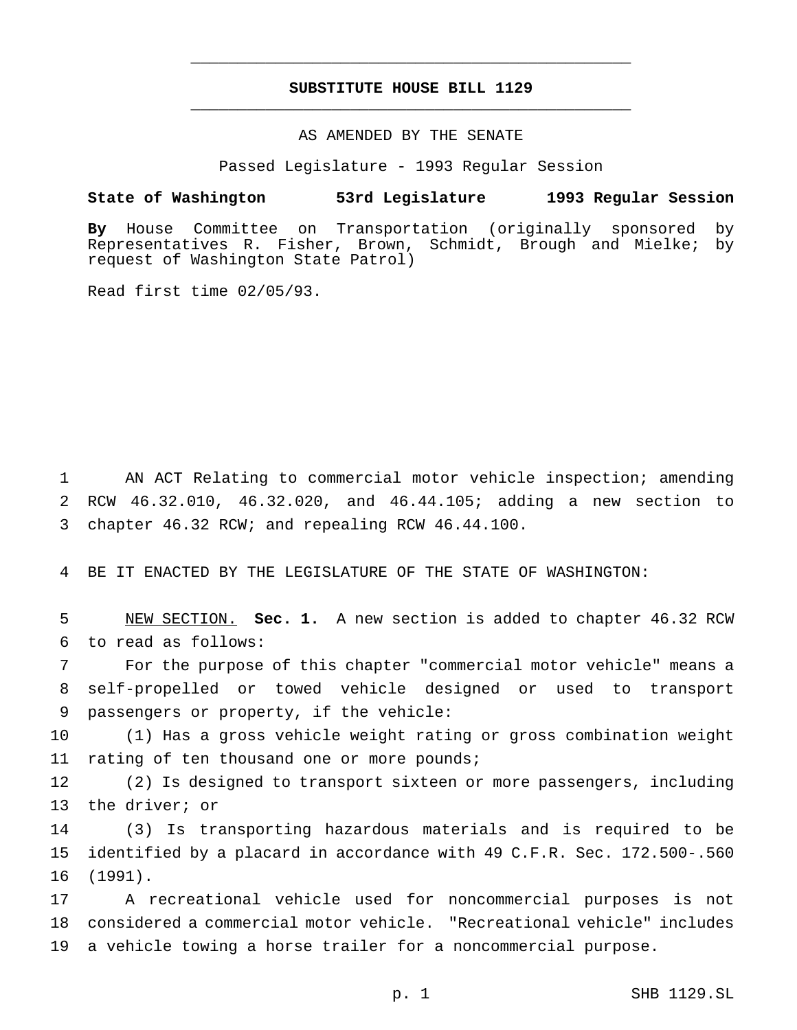# SUBSTITUTE HOUSE BILL 1129

AS AMENDED BY THE SENATE

Passed Legislature - 1993 Regular Session

**State of Washington 53rd Legislature 1993 Regular Session**

**By** House Committee on Transportation (originally sponsored by Representatives R. Fisher, Brown, Schmidt, Brough and Mielke; by request of Washington State Patrol)

Read first time 02/05/93.

AN ACT Relating to commercial motor vehicle inspection; amending RCW 46.32.010, 46.32.020, and 46.44.105; adding a new section to chapter 46.32 RCW; and repealing RCW 46.44.100.

BE IT ENACTED BY THE LEGISLATURE OF THE STATE OF WASHINGTON:

NEW SECTION. **Sec. 1.** A new section is added to chapter 46.32 RCW to read as follows:

For the purpose of this chapter "commercial motor vehicle" means a self-propelled or towed vehicle designed or used to transport passengers or property, if the vehicle:

(1) Has a gross vehicle weight rating or gross combination weight rating of ten thousand one or more pounds;

(2) Is designed to transport sixteen or more passengers, including the driver; or

(3) Is transporting hazardous materials and is required to be identified by a placard in accordance with 49 C.F.R. Sec. 172.500-.560 (1991).

A recreational vehicle used for noncommercial purposes is not considered a commercial motor vehicle. "Recreational vehicle" includes a vehicle towing a horse trailer for a noncommercial purpose.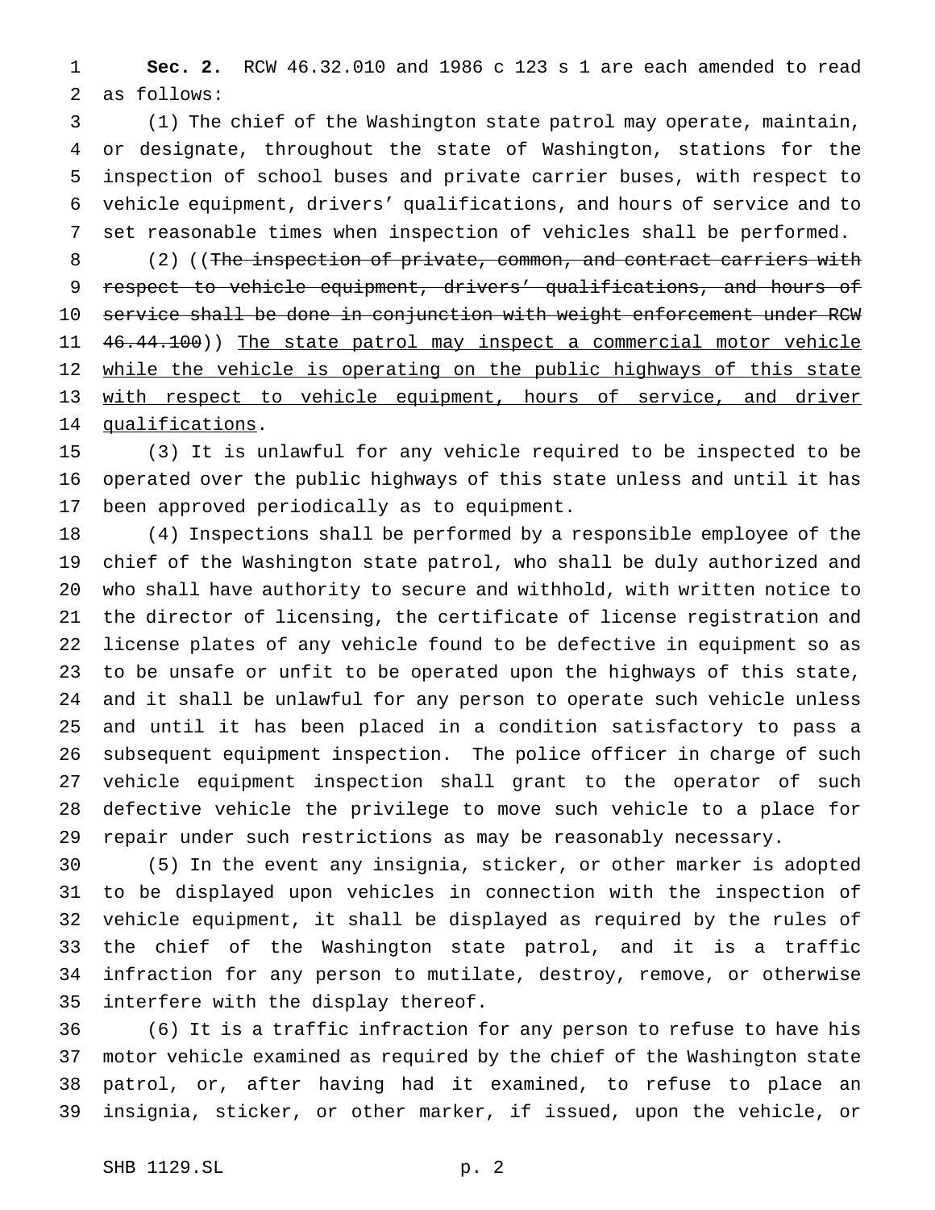**Sec. 2.** RCW 46.32.010 and 1986 c 123 s 1 are each amended to read as follows:

(1) The chief of the Washington state patrol may operate, maintain, or designate, throughout the state of Washington, stations for the inspection of school buses and private carrier buses, with respect to vehicle equipment, drivers' qualifications, and hours of service and to set reasonable times when inspection of vehicles shall be performed.

(2) ((~~The inspection of private, common, and contract carriers with respect to vehicle equipment, drivers' qualifications, and hours of service shall be done in conjunction with weight enforcement under RCW 46.44.100~~)) <u>The state patrol may inspect a commercial motor vehicle while the vehicle is operating on the public highways of this state with respect to vehicle equipment, hours of service, and driver qualifications</u>.

(3) It is unlawful for any vehicle required to be inspected to be operated over the public highways of this state unless and until it has been approved periodically as to equipment.

(4) Inspections shall be performed by a responsible employee of the chief of the Washington state patrol, who shall be duly authorized and who shall have authority to secure and withhold, with written notice to the director of licensing, the certificate of license registration and license plates of any vehicle found to be defective in equipment so as to be unsafe or unfit to be operated upon the highways of this state, and it shall be unlawful for any person to operate such vehicle unless and until it has been placed in a condition satisfactory to pass a subsequent equipment inspection. The police officer in charge of such vehicle equipment inspection shall grant to the operator of such defective vehicle the privilege to move such vehicle to a place for repair under such restrictions as may be reasonably necessary.

(5) In the event any insignia, sticker, or other marker is adopted to be displayed upon vehicles in connection with the inspection of vehicle equipment, it shall be displayed as required by the rules of the chief of the Washington state patrol, and it is a traffic infraction for any person to mutilate, destroy, remove, or otherwise interfere with the display thereof.

(6) It is a traffic infraction for any person to refuse to have his motor vehicle examined as required by the chief of the Washington state patrol, or, after having had it examined, to refuse to place an insignia, sticker, or other marker, if issued, upon the vehicle, or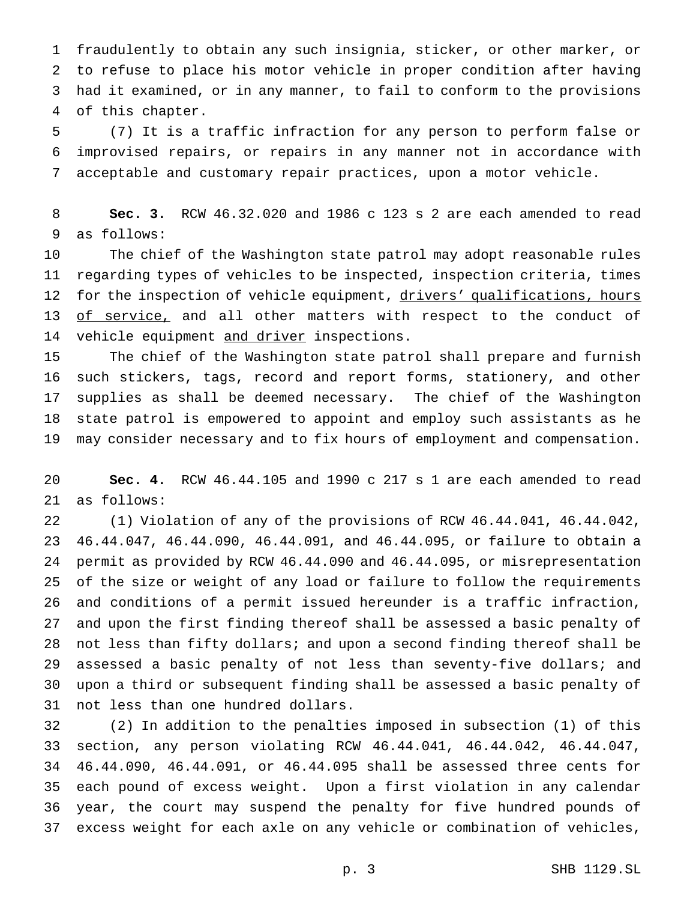fraudulently to obtain any such insignia, sticker, or other marker, or to refuse to place his motor vehicle in proper condition after having had it examined, or in any manner, to fail to conform to the provisions of this chapter.

(7) It is a traffic infraction for any person to perform false or improvised repairs, or repairs in any manner not in accordance with acceptable and customary repair practices, upon a motor vehicle.

**Sec. 3.** RCW 46.32.020 and 1986 c 123 s 2 are each amended to read as follows:

The chief of the Washington state patrol may adopt reasonable rules regarding types of vehicles to be inspected, inspection criteria, times for the inspection of vehicle equipment, <u>drivers' qualifications, hours of service,</u> and all other matters with respect to the conduct of vehicle equipment <u>and driver</u> inspections.

The chief of the Washington state patrol shall prepare and furnish such stickers, tags, record and report forms, stationery, and other supplies as shall be deemed necessary. The chief of the Washington state patrol is empowered to appoint and employ such assistants as he may consider necessary and to fix hours of employment and compensation.

**Sec. 4.** RCW 46.44.105 and 1990 c 217 s 1 are each amended to read as follows:

(1) Violation of any of the provisions of RCW 46.44.041, 46.44.042, 46.44.047, 46.44.090, 46.44.091, and 46.44.095, or failure to obtain a permit as provided by RCW 46.44.090 and 46.44.095, or misrepresentation of the size or weight of any load or failure to follow the requirements and conditions of a permit issued hereunder is a traffic infraction, and upon the first finding thereof shall be assessed a basic penalty of not less than fifty dollars; and upon a second finding thereof shall be assessed a basic penalty of not less than seventy-five dollars; and upon a third or subsequent finding shall be assessed a basic penalty of not less than one hundred dollars.

(2) In addition to the penalties imposed in subsection (1) of this section, any person violating RCW 46.44.041, 46.44.042, 46.44.047, 46.44.090, 46.44.091, or 46.44.095 shall be assessed three cents for each pound of excess weight. Upon a first violation in any calendar year, the court may suspend the penalty for five hundred pounds of excess weight for each axle on any vehicle or combination of vehicles,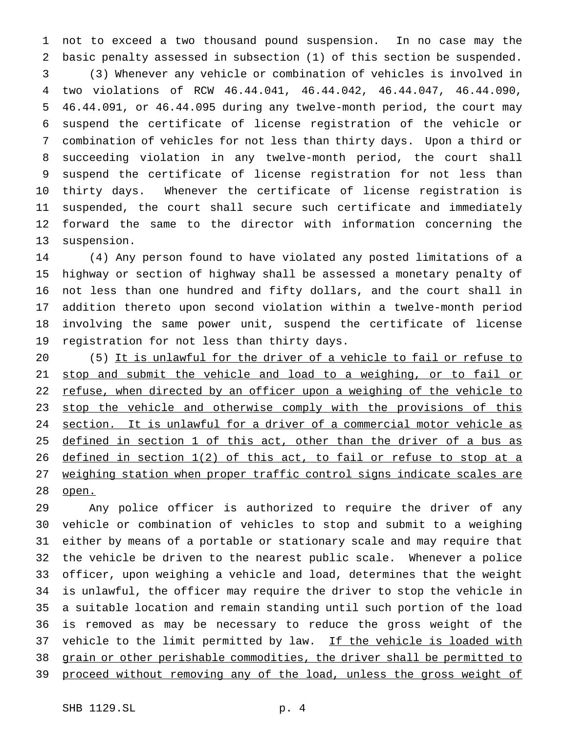not to exceed a two thousand pound suspension. In no case may the basic penalty assessed in subsection (1) of this section be suspended.

(3) Whenever any vehicle or combination of vehicles is involved in two violations of RCW 46.44.041, 46.44.042, 46.44.047, 46.44.090, 46.44.091, or 46.44.095 during any twelve-month period, the court may suspend the certificate of license registration of the vehicle or combination of vehicles for not less than thirty days. Upon a third or succeeding violation in any twelve-month period, the court shall suspend the certificate of license registration for not less than thirty days. Whenever the certificate of license registration is suspended, the court shall secure such certificate and immediately forward the same to the director with information concerning the suspension.

(4) Any person found to have violated any posted limitations of a highway or section of highway shall be assessed a monetary penalty of not less than one hundred and fifty dollars, and the court shall in addition thereto upon second violation within a twelve-month period involving the same power unit, suspend the certificate of license registration for not less than thirty days.

(5) <u>It is unlawful for the driver of a vehicle to fail or refuse to stop and submit the vehicle and load to a weighing, or to fail or refuse, when directed by an officer upon a weighing of the vehicle to stop the vehicle and otherwise comply with the provisions of this section. It is unlawful for a driver of a commercial motor vehicle as defined in section 1 of this act, other than the driver of a bus as defined in section 1(2) of this act, to fail or refuse to stop at a weighing station when proper traffic control signs indicate scales are open.</u>

Any police officer is authorized to require the driver of any vehicle or combination of vehicles to stop and submit to a weighing either by means of a portable or stationary scale and may require that the vehicle be driven to the nearest public scale. Whenever a police officer, upon weighing a vehicle and load, determines that the weight is unlawful, the officer may require the driver to stop the vehicle in a suitable location and remain standing until such portion of the load is removed as may be necessary to reduce the gross weight of the vehicle to the limit permitted by law. <u>If the vehicle is loaded with grain or other perishable commodities, the driver shall be permitted to proceed without removing any of the load, unless the gross weight of</u>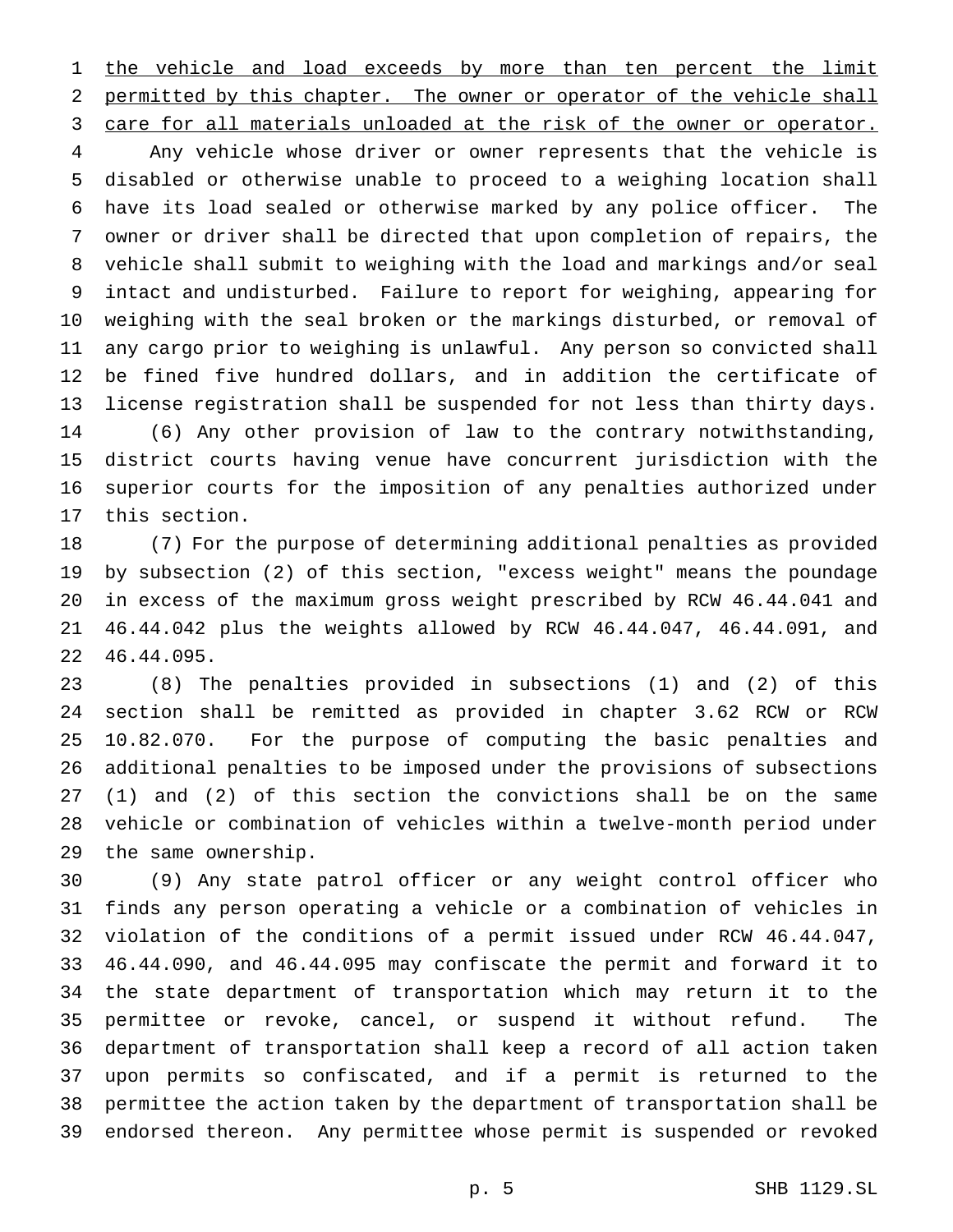the vehicle and load exceeds by more than ten percent the limit permitted by this chapter. The owner or operator of the vehicle shall care for all materials unloaded at the risk of the owner or operator.

Any vehicle whose driver or owner represents that the vehicle is disabled or otherwise unable to proceed to a weighing location shall have its load sealed or otherwise marked by any police officer. The owner or driver shall be directed that upon completion of repairs, the vehicle shall submit to weighing with the load and markings and/or seal intact and undisturbed. Failure to report for weighing, appearing for weighing with the seal broken or the markings disturbed, or removal of any cargo prior to weighing is unlawful. Any person so convicted shall be fined five hundred dollars, and in addition the certificate of license registration shall be suspended for not less than thirty days.

(6) Any other provision of law to the contrary notwithstanding, district courts having venue have concurrent jurisdiction with the superior courts for the imposition of any penalties authorized under this section.

(7) For the purpose of determining additional penalties as provided by subsection (2) of this section, "excess weight" means the poundage in excess of the maximum gross weight prescribed by RCW 46.44.041 and 46.44.042 plus the weights allowed by RCW 46.44.047, 46.44.091, and 46.44.095.

(8) The penalties provided in subsections (1) and (2) of this section shall be remitted as provided in chapter 3.62 RCW or RCW 10.82.070. For the purpose of computing the basic penalties and additional penalties to be imposed under the provisions of subsections (1) and (2) of this section the convictions shall be on the same vehicle or combination of vehicles within a twelve-month period under the same ownership.

(9) Any state patrol officer or any weight control officer who finds any person operating a vehicle or a combination of vehicles in violation of the conditions of a permit issued under RCW 46.44.047, 46.44.090, and 46.44.095 may confiscate the permit and forward it to the state department of transportation which may return it to the permittee or revoke, cancel, or suspend it without refund. The department of transportation shall keep a record of all action taken upon permits so confiscated, and if a permit is returned to the permittee the action taken by the department of transportation shall be endorsed thereon. Any permittee whose permit is suspended or revoked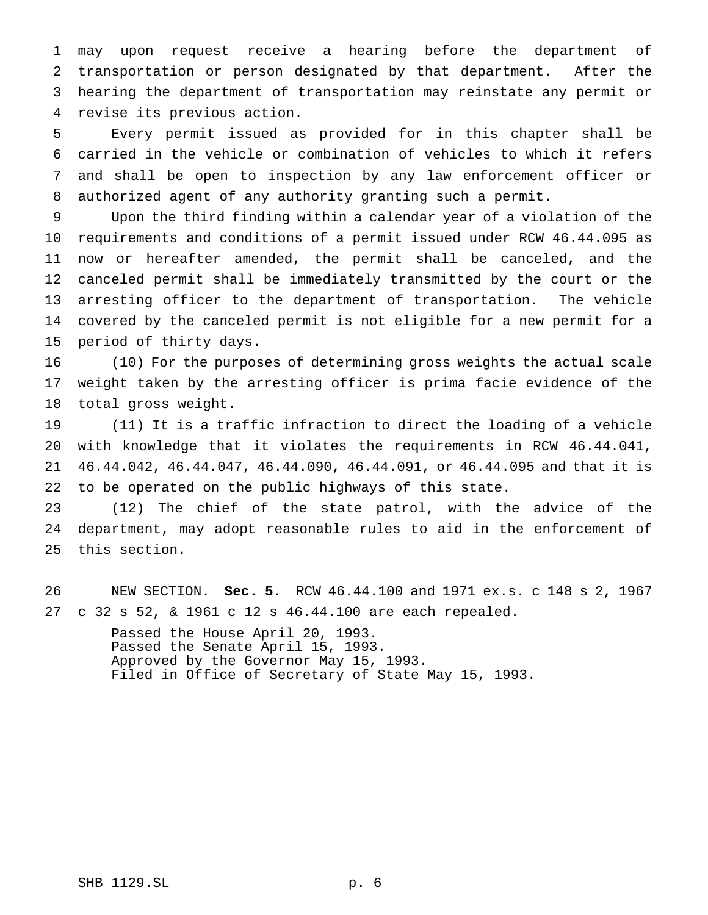may upon request receive a hearing before the department of transportation or person designated by that department. After the hearing the department of transportation may reinstate any permit or revise its previous action.

Every permit issued as provided for in this chapter shall be carried in the vehicle or combination of vehicles to which it refers and shall be open to inspection by any law enforcement officer or authorized agent of any authority granting such a permit.

Upon the third finding within a calendar year of a violation of the requirements and conditions of a permit issued under RCW 46.44.095 as now or hereafter amended, the permit shall be canceled, and the canceled permit shall be immediately transmitted by the court or the arresting officer to the department of transportation. The vehicle covered by the canceled permit is not eligible for a new permit for a period of thirty days.

(10) For the purposes of determining gross weights the actual scale weight taken by the arresting officer is prima facie evidence of the total gross weight.

(11) It is a traffic infraction to direct the loading of a vehicle with knowledge that it violates the requirements in RCW 46.44.041, 46.44.042, 46.44.047, 46.44.090, 46.44.091, or 46.44.095 and that it is to be operated on the public highways of this state.

(12) The chief of the state patrol, with the advice of the department, may adopt reasonable rules to aid in the enforcement of this section.

NEW SECTION. **Sec. 5.** RCW 46.44.100 and 1971 ex.s. c 148 s 2, 1967 c 32 s 52, & 1961 c 12 s 46.44.100 are each repealed.

Passed the House April 20, 1993.
Passed the Senate April 15, 1993.
Approved by the Governor May 15, 1993.
Filed in Office of Secretary of State May 15, 1993.